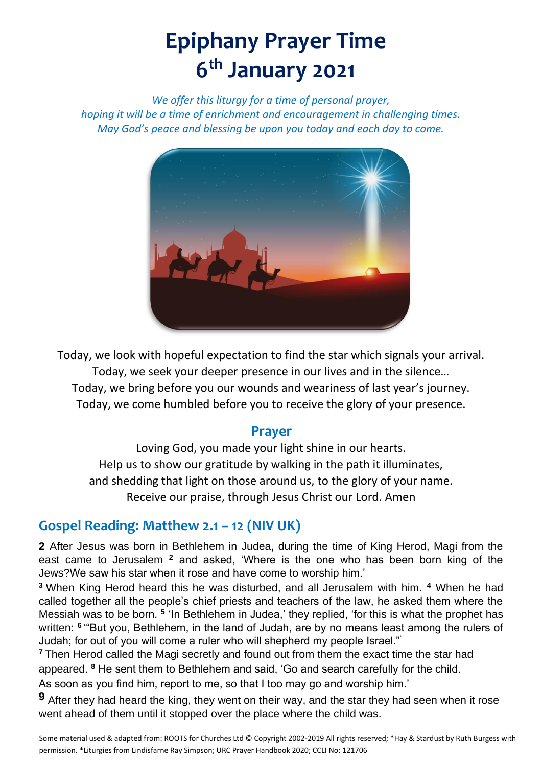# Epiphany Prayer Time
# 6th January 2021

*We offer this liturgy for a time of personal prayer,*
*hoping it will be a time of enrichment and encouragement in challenging times.*
*May God's peace and blessing be upon you today and each day to come.*

Today, we look with hopeful expectation to find the star which signals your arrival.
Today, we seek your deeper presence in our lives and in the silence…
Today, we bring before you our wounds and weariness of last year's journey.
Today, we come humbled before you to receive the glory of your presence.

## Prayer

Loving God, you made your light shine in our hearts.
Help us to show our gratitude by walking in the path it illuminates,
and shedding that light on those around us, to the glory of your name.
Receive our praise, through Jesus Christ our Lord. Amen

## Gospel Reading: Matthew 2.1 – 12 (NIV UK)

**2** After Jesus was born in Bethlehem in Judea, during the time of King Herod, Magi from the east came to Jerusalem **2** and asked, 'Where is the one who has been born king of the Jews?We saw his star when it rose and have come to worship him.'

**3** When King Herod heard this he was disturbed, and all Jerusalem with him. **4** When he had called together all the people's chief priests and teachers of the law, he asked them where the Messiah was to be born. **5** 'In Bethlehem in Judea,' they replied, 'for this is what the prophet has written: **6** '"But you, Bethlehem, in the land of Judah, are by no means least among the rulers of Judah; for out of you will come a ruler who will shepherd my people Israel."'

**7** Then Herod called the Magi secretly and found out from them the exact time the star had appeared. **8** He sent them to Bethlehem and said, 'Go and search carefully for the child. As soon as you find him, report to me, so that I too may go and worship him.'

**9** After they had heard the king, they went on their way, and the star they had seen when it rose went ahead of them until it stopped over the place where the child was.

Some material used & adapted from: ROOTS for Churches Ltd © Copyright 2002-2019 All rights reserved; *Hay & Stardust by Ruth Burgess with permission. *Liturgies from Lindisfarne Ray Simpson; URC Prayer Handbook 2020; CCLI No: 121706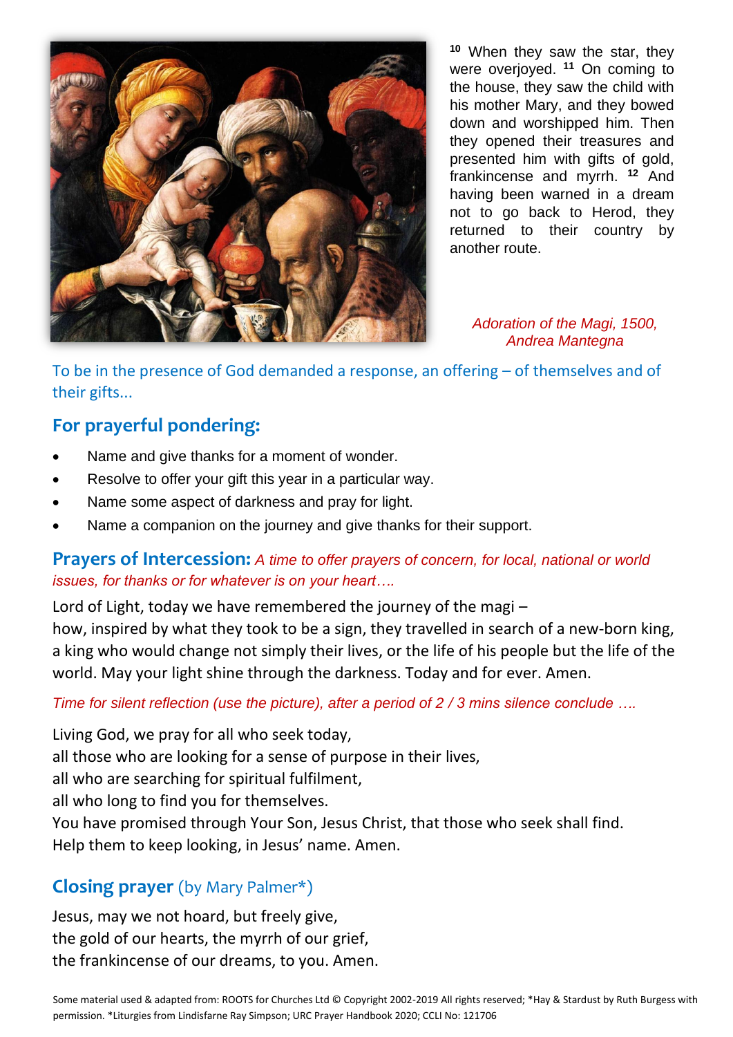[10] When they saw the star, they were overjoyed. [11] On coming to the house, they saw the child with his mother Mary, and they bowed down and worshipped him. Then they opened their treasures and presented him with gifts of gold, frankincense and myrrh. [12] And having been warned in a dream not to go back to Herod, they returned to their country by another route.

*Adoration of the Magi, 1500, Andrea Mantegna*

To be in the presence of God demanded a response, an offering – of themselves and of their gifts...

## For prayerful pondering:

- Name and give thanks for a moment of wonder.
- Resolve to offer your gift this year in a particular way.
- Name some aspect of darkness and pray for light.
- Name a companion on the journey and give thanks for their support.

## Prayers of Intercession: *A time to offer prayers of concern, for local, national or world issues, for thanks or for whatever is on your heart….*

Lord of Light, today we have remembered the journey of the magi –
how, inspired by what they took to be a sign, they travelled in search of a new-born king, a king who would change not simply their lives, or the life of his people but the life of the world. May your light shine through the darkness. Today and for ever. Amen.

*Time for silent reflection (use the picture), after a period of 2 / 3 mins silence conclude ….*

Living God, we pray for all who seek today,
all those who are looking for a sense of purpose in their lives,
all who are searching for spiritual fulfilment,
all who long to find you for themselves.
You have promised through Your Son, Jesus Christ, that those who seek shall find.
Help them to keep looking, in Jesus' name. Amen.

## Closing prayer (by Mary Palmer*)

Jesus, may we not hoard, but freely give,
the gold of our hearts, the myrrh of our grief,
the frankincense of our dreams, to you. Amen.

Some material used & adapted from: ROOTS for Churches Ltd © Copyright 2002-2019 All rights reserved; *Hay & Stardust by Ruth Burgess with permission. *Liturgies from Lindisfarne Ray Simpson; URC Prayer Handbook 2020; CCLI No: 121706